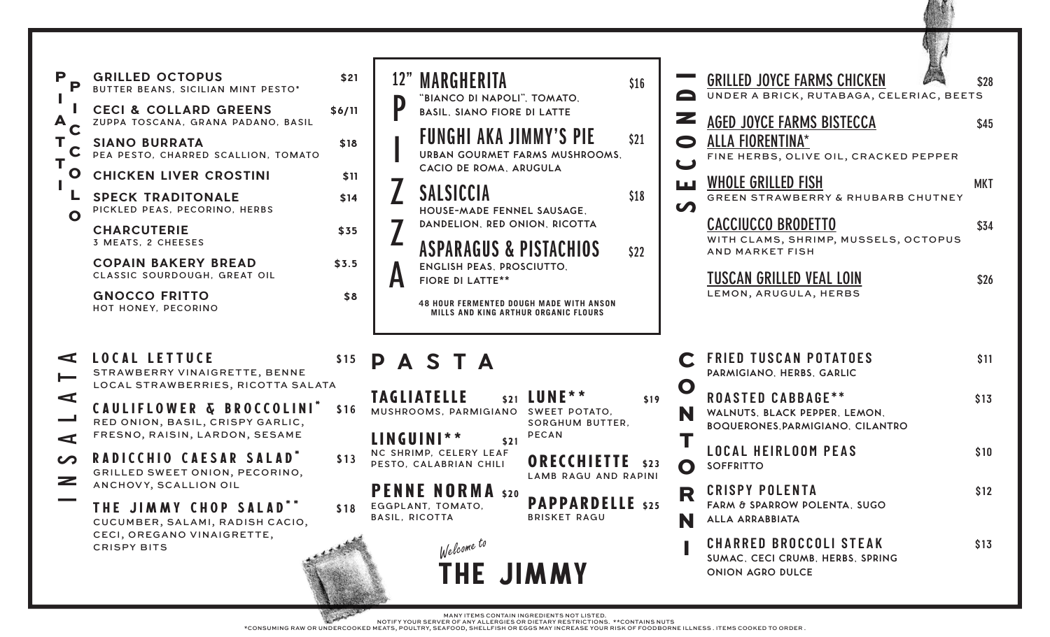# Welcome to THE JIMMY

## PIATTI PICCOLO

**GRILLED OCTOPUS** $21
BUTTER BEANS, SICILIAN MINT PESTO*

**CECI & COLLARD GREENS** $6/11
ZUPPA TOSCANA, GRANA PADANO, BASIL

**SIANO BURRATA** $18
PEA PESTO, CHARRED SCALLION, TOMATO

**CHICKEN LIVER CROSTINI** $11

**SPECK TRADITONALE** $14
PICKLED PEAS, PECORINO, HERBS

**CHARCUTERIE** $35
3 MEATS, 2 CHEESES

**COPAIN BAKERY BREAD** $3.5
CLASSIC SOURDOUGH, GREAT OIL

**GNOCCO FRITTO** $8
HOT HONEY, PECORINO

## 12" PIZZA

**MARGHERITA** $16
"BIANCO DI NAPOLI", TOMATO, BASIL, SIANO FIORE DI LATTE

**FUNGHI AKA JIMMY'S PIE** $21
URBAN GOURMET FARMS MUSHROOMS, CACIO DE ROMA, ARUGULA

**SALSICCIA** $18
HOUSE-MADE FENNEL SAUSAGE, DANDELION, RED ONION, RICOTTA

**ASPARAGUS & PISTACHIOS** $22
ENGLISH PEAS, PROSCIUTTO, FIORE DI LATTE**

48 HOUR FERMENTED DOUGH MADE WITH ANSON MILLS AND KING ARTHUR ORGANIC FLOURS

## SECONDI

**GRILLED JOYCE FARMS CHICKEN** $28
UNDER A BRICK, RUTABAGA, CELERIAC, BEETS

**AGED JOYCE FARMS BISTECCA ALLA FIORENTINA*** $45
FINE HERBS, OLIVE OIL, CRACKED PEPPER

**WHOLE GRILLED FISH** MKT
GREEN STRAWBERRY & RHUBARB CHUTNEY

**CACCIUCCO BRODETTO** $34
WITH CLAMS, SHRIMP, MUSSELS, OCTOPUS AND MARKET FISH

**TUSCAN GRILLED VEAL LOIN** $26
LEMON, ARUGULA, HERBS

## INSALATA

**LOCAL LETTUCE** $15
STRAWBERRY VINAIGRETTE, BENNE LOCAL STRAWBERRIES, RICOTTA SALATA

**CAULIFLOWER & BROCCOLINI*** $16
RED ONION, BASIL, CRISPY GARLIC, FRESNO, RAISIN, LARDON, SESAME

**RADICCHIO CAESAR SALAD*** $13
GRILLED SWEET ONION, PECORINO, ANCHOVY, SCALLION OIL

**THE JIMMY CHOP SALAD**** $18
CUCUMBER, SALAMI, RADISH CACIO, CECI, OREGANO VINAIGRETTE, CRISPY BITS

## PASTA

**TAGLIATELLE** $21
MUSHROOMS, PARMIGIANO

**LINGUINI**** $21
NC SHRIMP, CELERY LEAF PESTO, CALABRIAN CHILI

**PENNE NORMA** $20
EGGPLANT, TOMATO, BASIL, RICOTTA

**LUNE**** $19
SWEET POTATO, SORGHUM BUTTER, PECAN

**ORECCHIETTE** $23
LAMB RAGU AND RAPINI

**PAPPARDELLE** $25
BRISKET RAGU

## CONTORNI

**FRIED TUSCAN POTATOES** $11
PARMIGIANO, HERBS, GARLIC

**ROASTED CABBAGE**** $13
WALNUTS, BLACK PEPPER, LEMON, BOQUERONES, PARMIGIANO, CILANTRO

**LOCAL HEIRLOOM PEAS** $10
SOFFRITTO

**CRISPY POLENTA** $12
FARM & SPARROW POLENTA, SUGO ALLA ARRABBIATA

**CHARRED BROCCOLI STEAK** $13
SUMAC, CECI CRUMB, HERBS, SPRING ONION AGRO DULCE

---

MANY ITEMS CONTAIN INGREDIENTS NOT LISTED.
NOTIFY YOUR SERVER OF ANY ALLERGIES OR DIETARY RESTRICTIONS. **CONTAINS NUTS
*CONSUMING RAW OR UNDERCOOKED MEATS, POULTRY, SEAFOOD, SHELLFISH OR EGGS MAY INCREASE YOUR RISK OF FOODBORNE ILLNESS . ITEMS COOKED TO ORDER .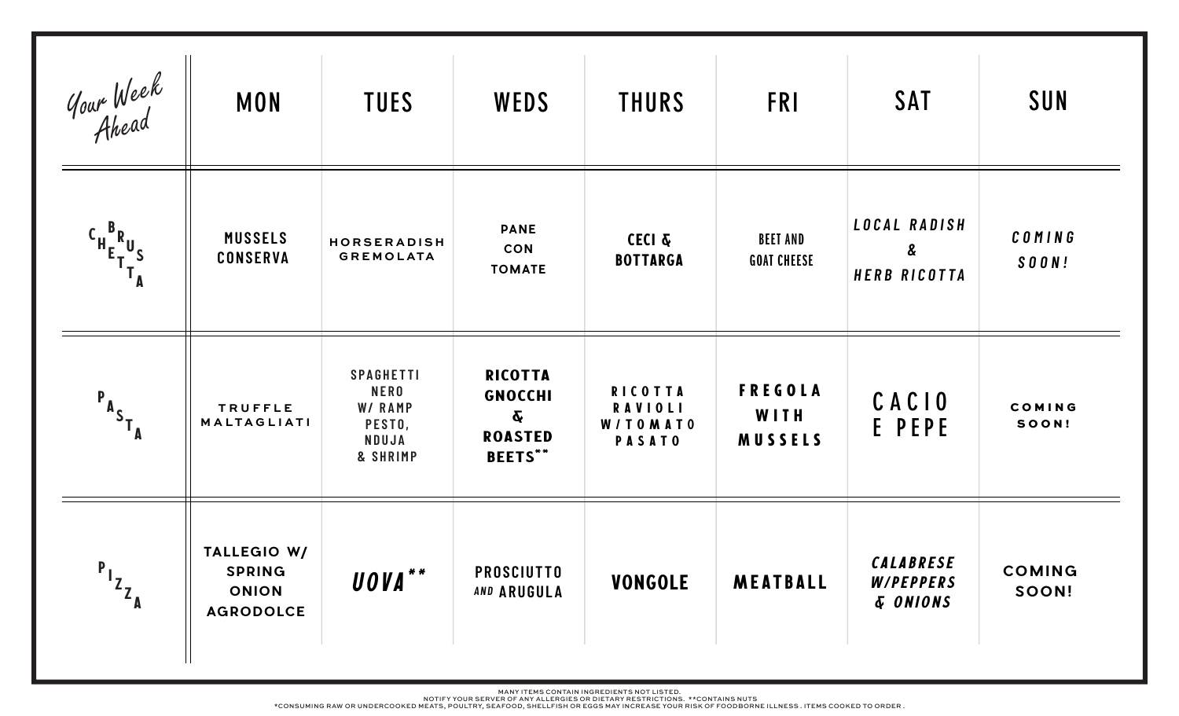| Your Week Ahead | MON | TUES | WEDS | THURS | FRI | SAT | SUN |
|---|---|---|---|---|---|---|---|
| BRUSCHETTA | MUSSELS CONSERVA | HORSERADISH GREMOLATA | PANE CON TOMATE | CECI & BOTTARGA | BEET AND GOAT CHEESE | *LOCAL RADISH & HERB RICOTTA* | *COMING SOON!* |
| PASTA | TRUFFLE MALTAGLIATI | SPAGHETTI NERO W/ RAMP PESTO, NDUJA & SHRIMP | RICOTTA GNOCCHI & ROASTED BEETS** | RICOTTA RAVIOLI W/TOMATO PASATO | FREGOLA WITH MUSSELS | CACIO E PEPE | COMING SOON! |
| PIZZA | TALLEGIO W/ SPRING ONION AGRODOLCE | *UOVA*** | PROSCIUTTO AND ARUGULA | VONGOLE | MEATBALL | *CALABRESE W/PEPPERS & ONIONS* | COMING SOON! |

MANY ITEMS CONTAIN INGREDIENTS NOT LISTED.
NOTIFY YOUR SERVER OF ANY ALLERGIES OR DIETARY RESTRICTIONS. **CONTAINS NUTS
*CONSUMING RAW OR UNDERCOOKED MEATS, POULTRY, SEAFOOD, SHELLFISH OR EGGS MAY INCREASE YOUR RISK OF FOODBORNE ILLNESS . ITEMS COOKED TO ORDER .